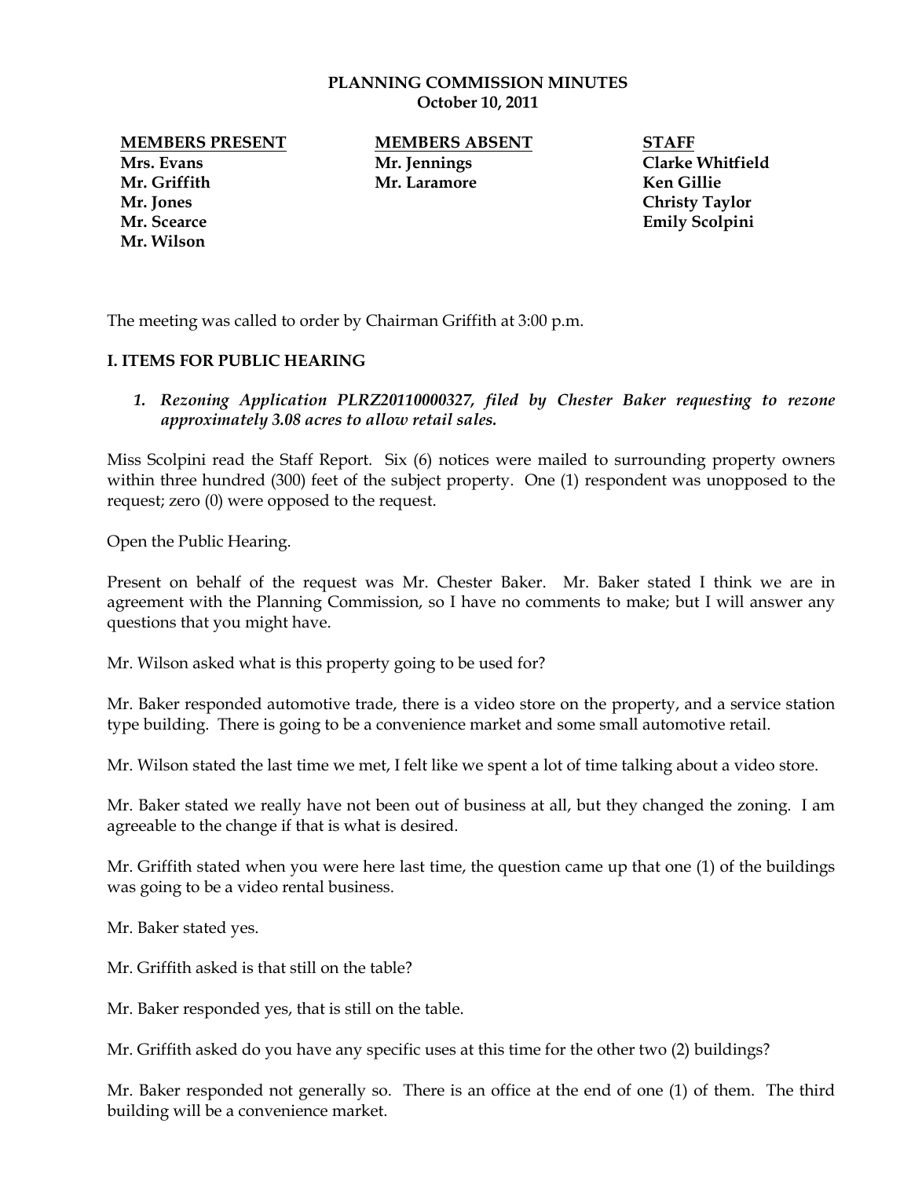# PLANNING COMMISSION MINUTES
## October 10, 2011

| MEMBERS PRESENT | MEMBERS ABSENT | STAFF |
|---|---|---|
| Mrs. Evans | Mr. Jennings | Clarke Whitfield |
| Mr. Griffith | Mr. Laramore | Ken Gillie |
| Mr. Jones | | Christy Taylor |
| Mr. Scearce | | Emily Scolpini |
| Mr. Wilson | | |

The meeting was called to order by Chairman Griffith at 3:00 p.m.

## I. ITEMS FOR PUBLIC HEARING

1. ***Rezoning Application PLRZ20110000327, filed by Chester Baker requesting to rezone approximately 3.08 acres to allow retail sales.***

Miss Scolpini read the Staff Report. Six (6) notices were mailed to surrounding property owners within three hundred (300) feet of the subject property. One (1) respondent was unopposed to the request; zero (0) were opposed to the request.

Open the Public Hearing.

Present on behalf of the request was Mr. Chester Baker. Mr. Baker stated I think we are in agreement with the Planning Commission, so I have no comments to make; but I will answer any questions that you might have.

Mr. Wilson asked what is this property going to be used for?

Mr. Baker responded automotive trade, there is a video store on the property, and a service station type building. There is going to be a convenience market and some small automotive retail.

Mr. Wilson stated the last time we met, I felt like we spent a lot of time talking about a video store.

Mr. Baker stated we really have not been out of business at all, but they changed the zoning. I am agreeable to the change if that is what is desired.

Mr. Griffith stated when you were here last time, the question came up that one (1) of the buildings was going to be a video rental business.

Mr. Baker stated yes.

Mr. Griffith asked is that still on the table?

Mr. Baker responded yes, that is still on the table.

Mr. Griffith asked do you have any specific uses at this time for the other two (2) buildings?

Mr. Baker responded not generally so. There is an office at the end of one (1) of them. The third building will be a convenience market.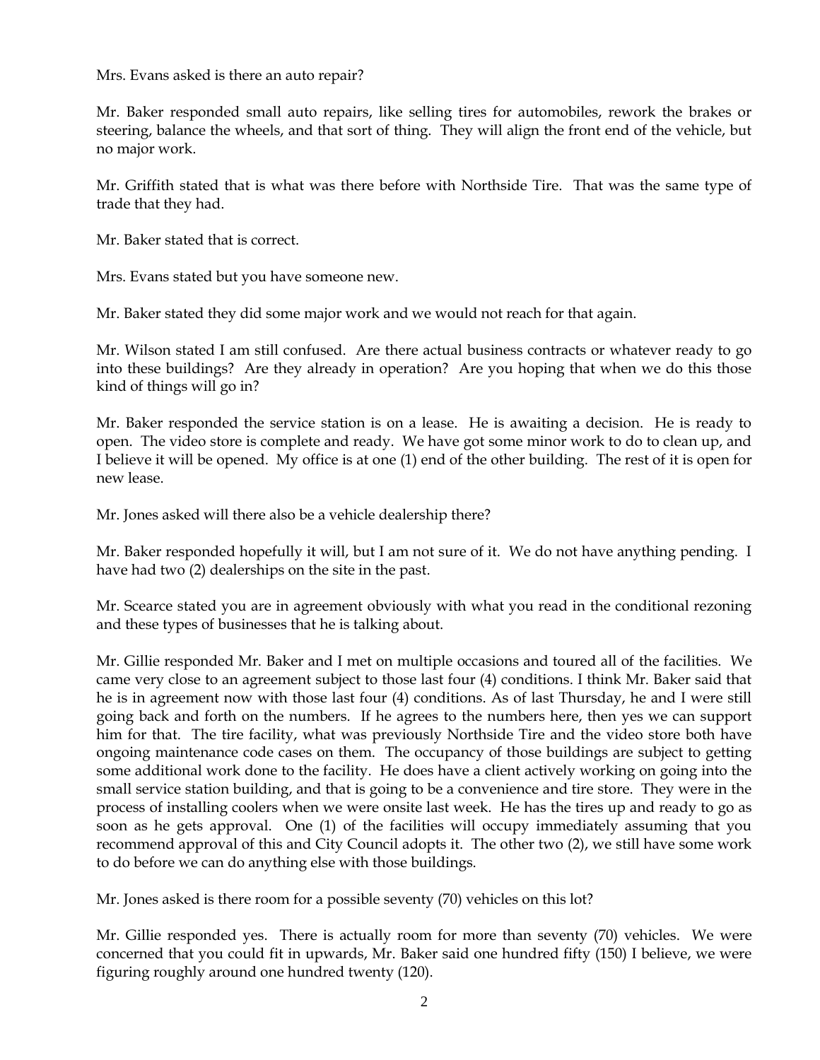Mrs. Evans asked is there an auto repair?

Mr. Baker responded small auto repairs, like selling tires for automobiles, rework the brakes or steering, balance the wheels, and that sort of thing. They will align the front end of the vehicle, but no major work.

Mr. Griffith stated that is what was there before with Northside Tire. That was the same type of trade that they had.

Mr. Baker stated that is correct.

Mrs. Evans stated but you have someone new.

Mr. Baker stated they did some major work and we would not reach for that again.

Mr. Wilson stated I am still confused. Are there actual business contracts or whatever ready to go into these buildings? Are they already in operation? Are you hoping that when we do this those kind of things will go in?

Mr. Baker responded the service station is on a lease. He is awaiting a decision. He is ready to open. The video store is complete and ready. We have got some minor work to do to clean up, and I believe it will be opened. My office is at one (1) end of the other building. The rest of it is open for new lease.

Mr. Jones asked will there also be a vehicle dealership there?

Mr. Baker responded hopefully it will, but I am not sure of it. We do not have anything pending. I have had two (2) dealerships on the site in the past.

Mr. Scearce stated you are in agreement obviously with what you read in the conditional rezoning and these types of businesses that he is talking about.

Mr. Gillie responded Mr. Baker and I met on multiple occasions and toured all of the facilities. We came very close to an agreement subject to those last four (4) conditions. I think Mr. Baker said that he is in agreement now with those last four (4) conditions. As of last Thursday, he and I were still going back and forth on the numbers. If he agrees to the numbers here, then yes we can support him for that. The tire facility, what was previously Northside Tire and the video store both have ongoing maintenance code cases on them. The occupancy of those buildings are subject to getting some additional work done to the facility. He does have a client actively working on going into the small service station building, and that is going to be a convenience and tire store. They were in the process of installing coolers when we were onsite last week. He has the tires up and ready to go as soon as he gets approval. One (1) of the facilities will occupy immediately assuming that you recommend approval of this and City Council adopts it. The other two (2), we still have some work to do before we can do anything else with those buildings.

Mr. Jones asked is there room for a possible seventy (70) vehicles on this lot?

Mr. Gillie responded yes. There is actually room for more than seventy (70) vehicles. We were concerned that you could fit in upwards, Mr. Baker said one hundred fifty (150) I believe, we were figuring roughly around one hundred twenty (120).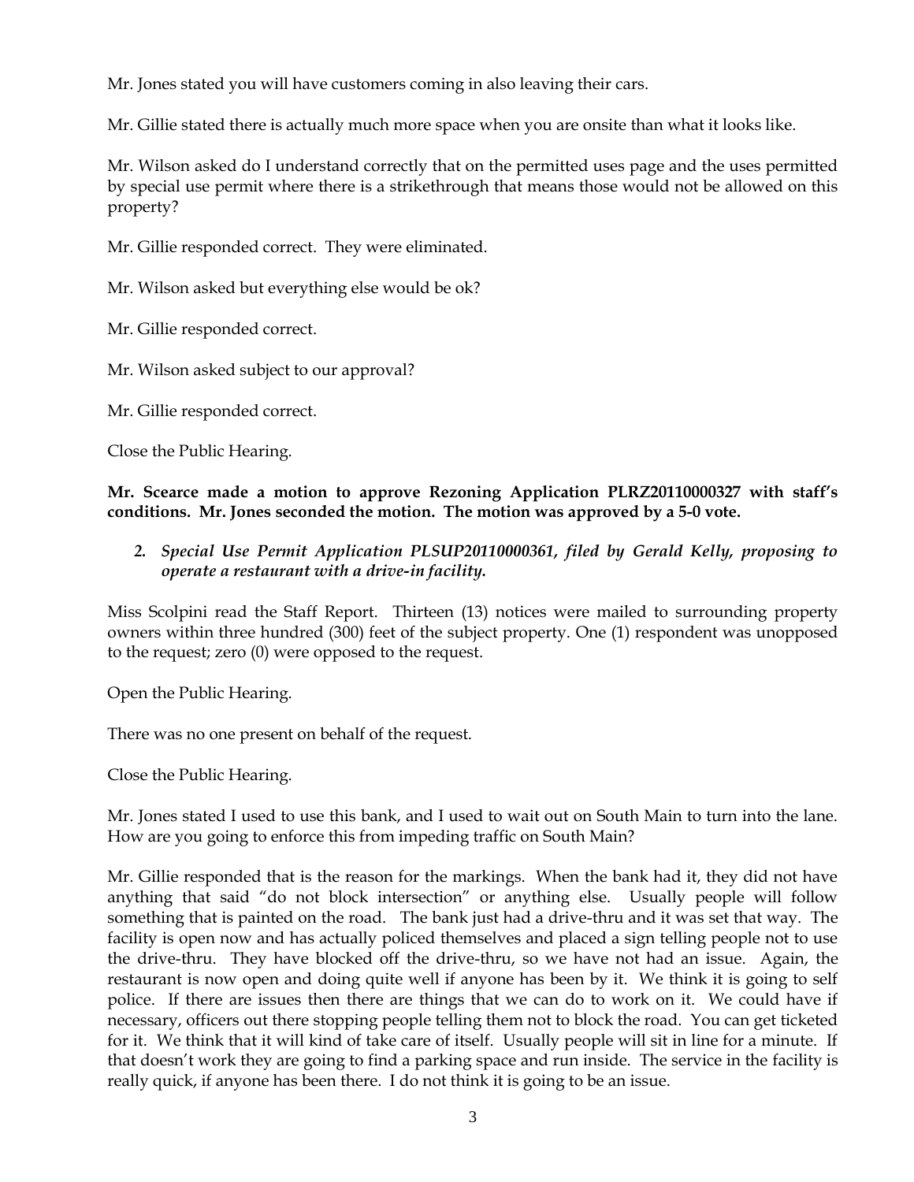Mr. Jones stated you will have customers coming in also leaving their cars.

Mr. Gillie stated there is actually much more space when you are onsite than what it looks like.

Mr. Wilson asked do I understand correctly that on the permitted uses page and the uses permitted by special use permit where there is a strikethrough that means those would not be allowed on this property?

Mr. Gillie responded correct. They were eliminated.

Mr. Wilson asked but everything else would be ok?

Mr. Gillie responded correct.

Mr. Wilson asked subject to our approval?

Mr. Gillie responded correct.

Close the Public Hearing.

**Mr. Scearce made a motion to approve Rezoning Application PLRZ20110000327 with staff's conditions. Mr. Jones seconded the motion. The motion was approved by a 5-0 vote.**

2. ***Special Use Permit Application PLSUP20110000361, filed by Gerald Kelly, proposing to operate a restaurant with a drive-in facility.***

Miss Scolpini read the Staff Report. Thirteen (13) notices were mailed to surrounding property owners within three hundred (300) feet of the subject property. One (1) respondent was unopposed to the request; zero (0) were opposed to the request.

Open the Public Hearing.

There was no one present on behalf of the request.

Close the Public Hearing.

Mr. Jones stated I used to use this bank, and I used to wait out on South Main to turn into the lane. How are you going to enforce this from impeding traffic on South Main?

Mr. Gillie responded that is the reason for the markings. When the bank had it, they did not have anything that said "do not block intersection" or anything else. Usually people will follow something that is painted on the road. The bank just had a drive-thru and it was set that way. The facility is open now and has actually policed themselves and placed a sign telling people not to use the drive-thru. They have blocked off the drive-thru, so we have not had an issue. Again, the restaurant is now open and doing quite well if anyone has been by it. We think it is going to self police. If there are issues then there are things that we can do to work on it. We could have if necessary, officers out there stopping people telling them not to block the road. You can get ticketed for it. We think that it will kind of take care of itself. Usually people will sit in line for a minute. If that doesn't work they are going to find a parking space and run inside. The service in the facility is really quick, if anyone has been there. I do not think it is going to be an issue.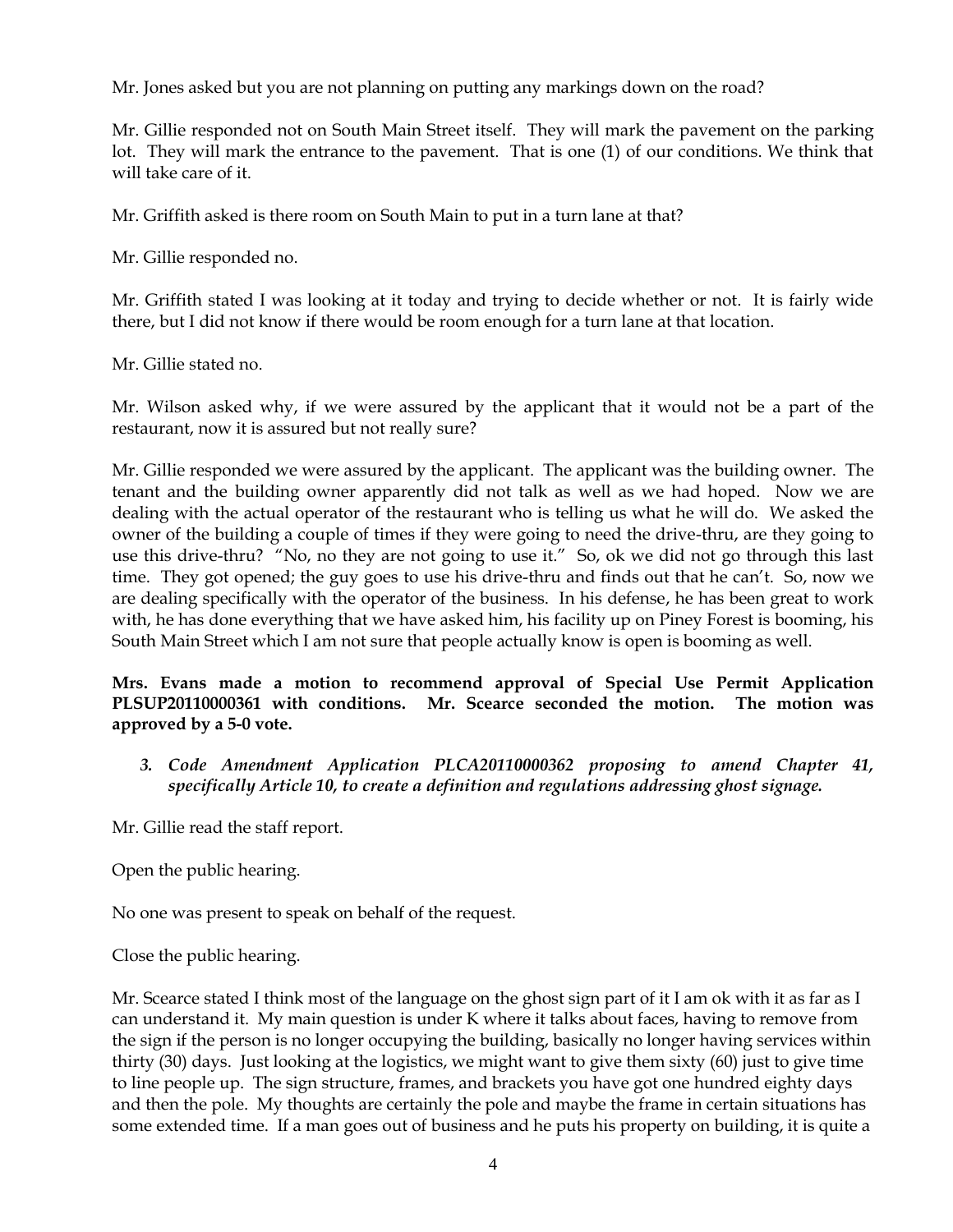Mr. Jones asked but you are not planning on putting any markings down on the road?

Mr. Gillie responded not on South Main Street itself. They will mark the pavement on the parking lot. They will mark the entrance to the pavement. That is one (1) of our conditions. We think that will take care of it.

Mr. Griffith asked is there room on South Main to put in a turn lane at that?

Mr. Gillie responded no.

Mr. Griffith stated I was looking at it today and trying to decide whether or not. It is fairly wide there, but I did not know if there would be room enough for a turn lane at that location.

Mr. Gillie stated no.

Mr. Wilson asked why, if we were assured by the applicant that it would not be a part of the restaurant, now it is assured but not really sure?

Mr. Gillie responded we were assured by the applicant. The applicant was the building owner. The tenant and the building owner apparently did not talk as well as we had hoped. Now we are dealing with the actual operator of the restaurant who is telling us what he will do. We asked the owner of the building a couple of times if they were going to need the drive-thru, are they going to use this drive-thru? "No, no they are not going to use it." So, ok we did not go through this last time. They got opened; the guy goes to use his drive-thru and finds out that he can't. So, now we are dealing specifically with the operator of the business. In his defense, he has been great to work with, he has done everything that we have asked him, his facility up on Piney Forest is booming, his South Main Street which I am not sure that people actually know is open is booming as well.

**Mrs. Evans made a motion to recommend approval of Special Use Permit Application PLSUP20110000361 with conditions. Mr. Scearce seconded the motion. The motion was approved by a 5-0 vote.**

3. ***Code Amendment Application PLCA20110000362 proposing to amend Chapter 41, specifically Article 10, to create a definition and regulations addressing ghost signage.***

Mr. Gillie read the staff report.

Open the public hearing.

No one was present to speak on behalf of the request.

Close the public hearing.

Mr. Scearce stated I think most of the language on the ghost sign part of it I am ok with it as far as I can understand it. My main question is under K where it talks about faces, having to remove from the sign if the person is no longer occupying the building, basically no longer having services within thirty (30) days. Just looking at the logistics, we might want to give them sixty (60) just to give time to line people up. The sign structure, frames, and brackets you have got one hundred eighty days and then the pole. My thoughts are certainly the pole and maybe the frame in certain situations has some extended time. If a man goes out of business and he puts his property on building, it is quite a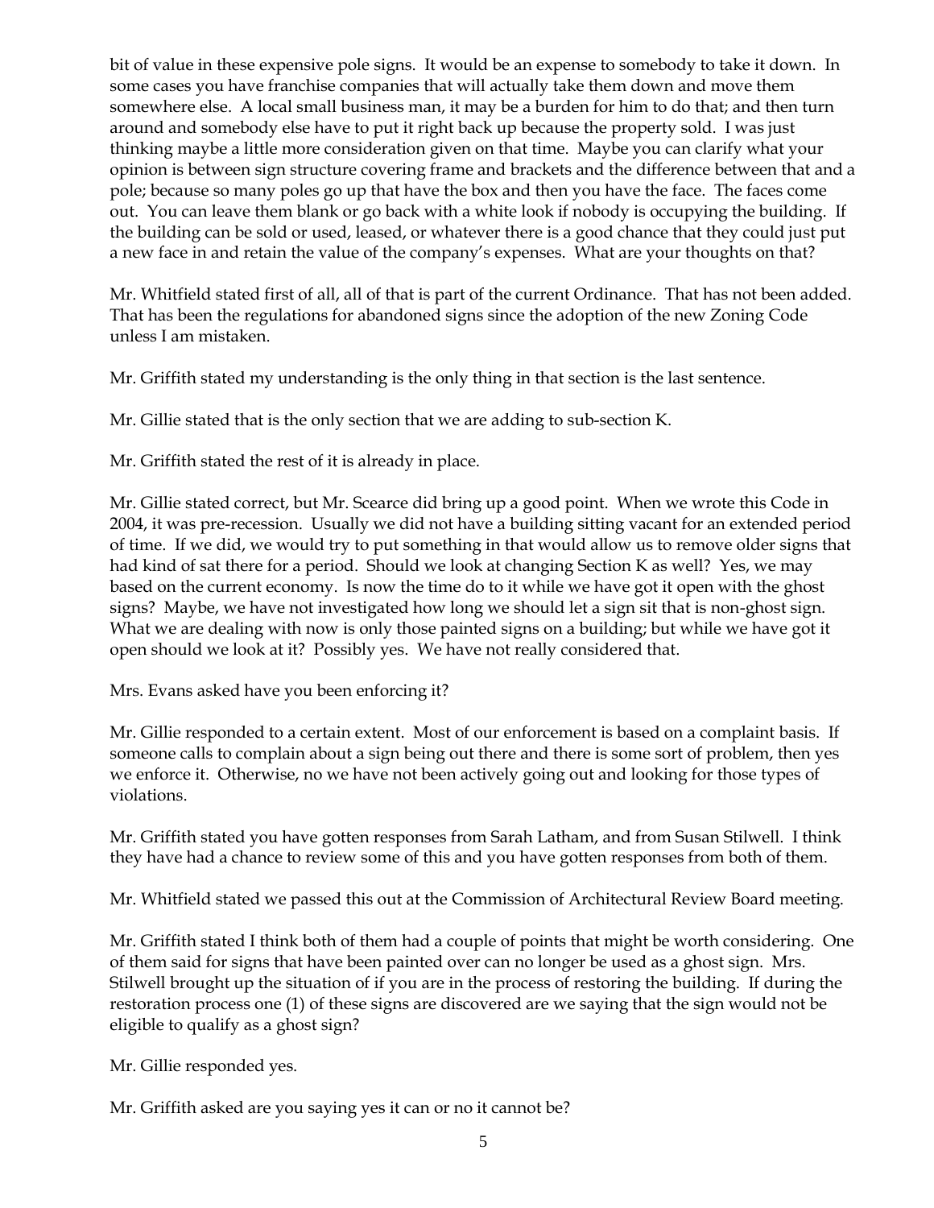bit of value in these expensive pole signs. It would be an expense to somebody to take it down. In some cases you have franchise companies that will actually take them down and move them somewhere else. A local small business man, it may be a burden for him to do that; and then turn around and somebody else have to put it right back up because the property sold. I was just thinking maybe a little more consideration given on that time. Maybe you can clarify what your opinion is between sign structure covering frame and brackets and the difference between that and a pole; because so many poles go up that have the box and then you have the face. The faces come out. You can leave them blank or go back with a white look if nobody is occupying the building. If the building can be sold or used, leased, or whatever there is a good chance that they could just put a new face in and retain the value of the company's expenses. What are your thoughts on that?

Mr. Whitfield stated first of all, all of that is part of the current Ordinance. That has not been added. That has been the regulations for abandoned signs since the adoption of the new Zoning Code unless I am mistaken.

Mr. Griffith stated my understanding is the only thing in that section is the last sentence.

Mr. Gillie stated that is the only section that we are adding to sub-section K.

Mr. Griffith stated the rest of it is already in place.

Mr. Gillie stated correct, but Mr. Scearce did bring up a good point. When we wrote this Code in 2004, it was pre-recession. Usually we did not have a building sitting vacant for an extended period of time. If we did, we would try to put something in that would allow us to remove older signs that had kind of sat there for a period. Should we look at changing Section K as well? Yes, we may based on the current economy. Is now the time do to it while we have got it open with the ghost signs? Maybe, we have not investigated how long we should let a sign sit that is non-ghost sign. What we are dealing with now is only those painted signs on a building; but while we have got it open should we look at it? Possibly yes. We have not really considered that.

Mrs. Evans asked have you been enforcing it?

Mr. Gillie responded to a certain extent. Most of our enforcement is based on a complaint basis. If someone calls to complain about a sign being out there and there is some sort of problem, then yes we enforce it. Otherwise, no we have not been actively going out and looking for those types of violations.

Mr. Griffith stated you have gotten responses from Sarah Latham, and from Susan Stilwell. I think they have had a chance to review some of this and you have gotten responses from both of them.

Mr. Whitfield stated we passed this out at the Commission of Architectural Review Board meeting.

Mr. Griffith stated I think both of them had a couple of points that might be worth considering. One of them said for signs that have been painted over can no longer be used as a ghost sign. Mrs. Stilwell brought up the situation of if you are in the process of restoring the building. If during the restoration process one (1) of these signs are discovered are we saying that the sign would not be eligible to qualify as a ghost sign?

Mr. Gillie responded yes.

Mr. Griffith asked are you saying yes it can or no it cannot be?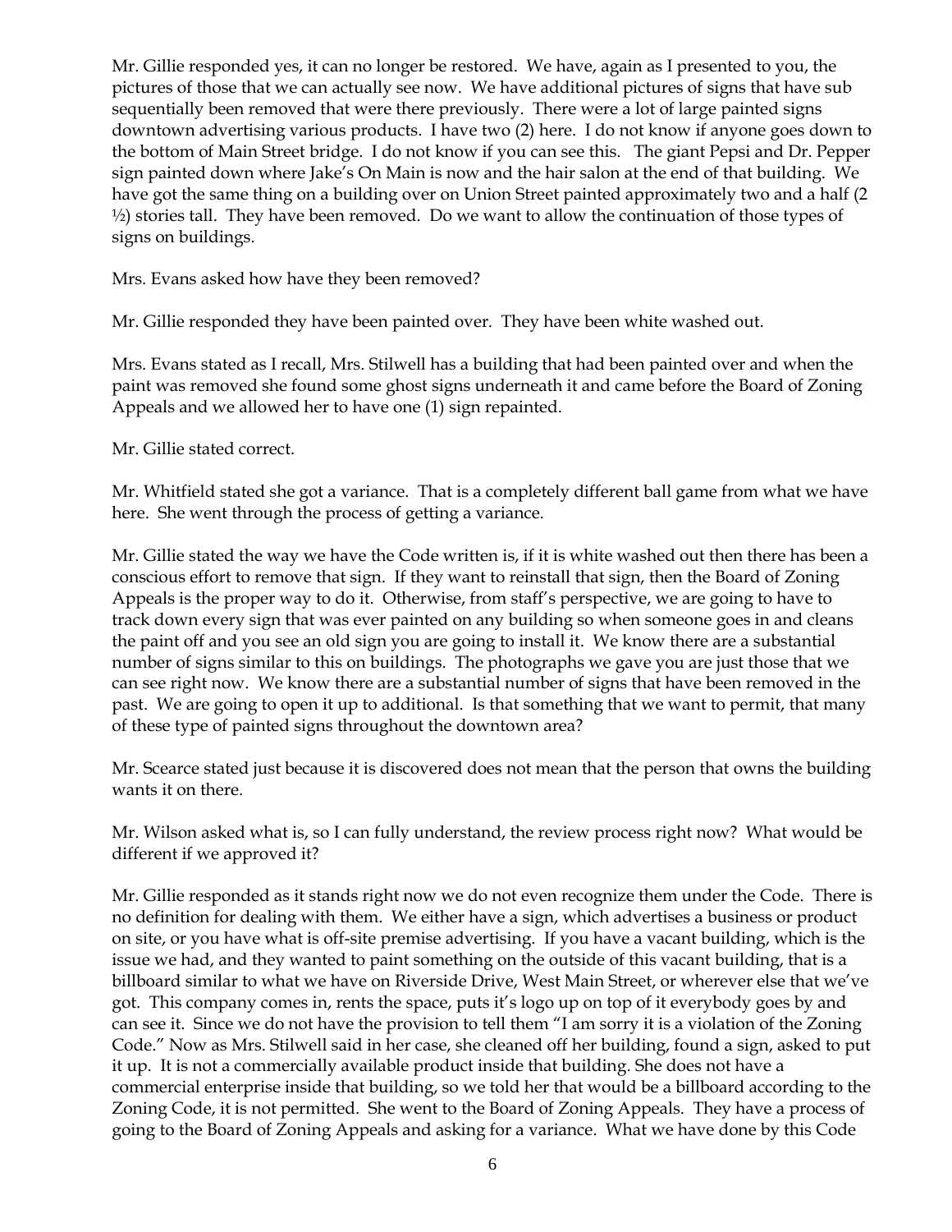Mr. Gillie responded yes, it can no longer be restored. We have, again as I presented to you, the pictures of those that we can actually see now. We have additional pictures of signs that have sub sequentially been removed that were there previously. There were a lot of large painted signs downtown advertising various products. I have two (2) here. I do not know if anyone goes down to the bottom of Main Street bridge. I do not know if you can see this. The giant Pepsi and Dr. Pepper sign painted down where Jake's On Main is now and the hair salon at the end of that building. We have got the same thing on a building over on Union Street painted approximately two and a half (2 ½) stories tall. They have been removed. Do we want to allow the continuation of those types of signs on buildings.

Mrs. Evans asked how have they been removed?

Mr. Gillie responded they have been painted over. They have been white washed out.

Mrs. Evans stated as I recall, Mrs. Stilwell has a building that had been painted over and when the paint was removed she found some ghost signs underneath it and came before the Board of Zoning Appeals and we allowed her to have one (1) sign repainted.

Mr. Gillie stated correct.

Mr. Whitfield stated she got a variance. That is a completely different ball game from what we have here. She went through the process of getting a variance.

Mr. Gillie stated the way we have the Code written is, if it is white washed out then there has been a conscious effort to remove that sign. If they want to reinstall that sign, then the Board of Zoning Appeals is the proper way to do it. Otherwise, from staff's perspective, we are going to have to track down every sign that was ever painted on any building so when someone goes in and cleans the paint off and you see an old sign you are going to install it. We know there are a substantial number of signs similar to this on buildings. The photographs we gave you are just those that we can see right now. We know there are a substantial number of signs that have been removed in the past. We are going to open it up to additional. Is that something that we want to permit, that many of these type of painted signs throughout the downtown area?

Mr. Scearce stated just because it is discovered does not mean that the person that owns the building wants it on there.

Mr. Wilson asked what is, so I can fully understand, the review process right now? What would be different if we approved it?

Mr. Gillie responded as it stands right now we do not even recognize them under the Code. There is no definition for dealing with them. We either have a sign, which advertises a business or product on site, or you have what is off-site premise advertising. If you have a vacant building, which is the issue we had, and they wanted to paint something on the outside of this vacant building, that is a billboard similar to what we have on Riverside Drive, West Main Street, or wherever else that we've got. This company comes in, rents the space, puts it's logo up on top of it everybody goes by and can see it. Since we do not have the provision to tell them "I am sorry it is a violation of the Zoning Code." Now as Mrs. Stilwell said in her case, she cleaned off her building, found a sign, asked to put it up. It is not a commercially available product inside that building. She does not have a commercial enterprise inside that building, so we told her that would be a billboard according to the Zoning Code, it is not permitted. She went to the Board of Zoning Appeals. They have a process of going to the Board of Zoning Appeals and asking for a variance. What we have done by this Code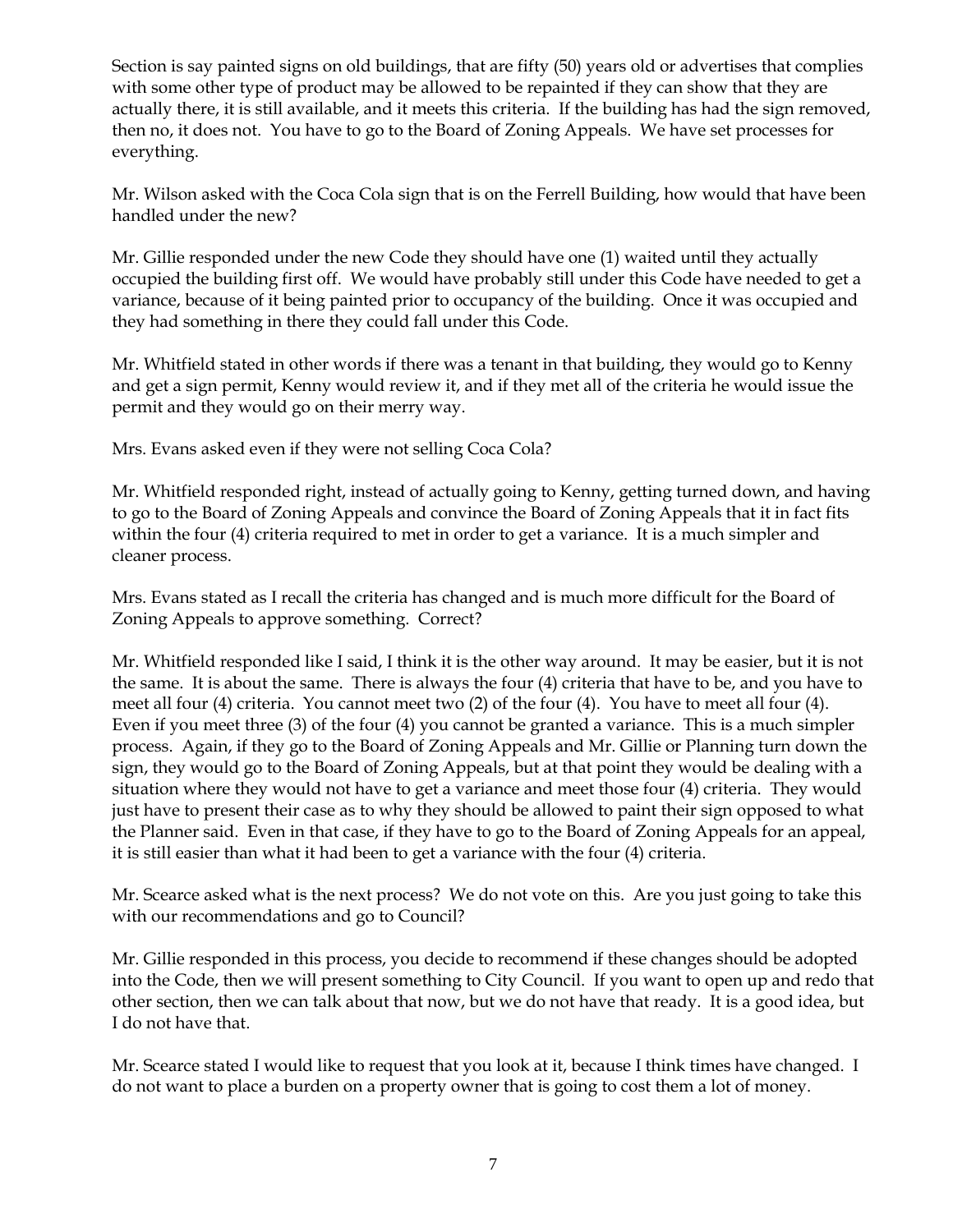Section is say painted signs on old buildings, that are fifty (50) years old or advertises that complies with some other type of product may be allowed to be repainted if they can show that they are actually there, it is still available, and it meets this criteria. If the building has had the sign removed, then no, it does not. You have to go to the Board of Zoning Appeals. We have set processes for everything.

Mr. Wilson asked with the Coca Cola sign that is on the Ferrell Building, how would that have been handled under the new?

Mr. Gillie responded under the new Code they should have one (1) waited until they actually occupied the building first off. We would have probably still under this Code have needed to get a variance, because of it being painted prior to occupancy of the building. Once it was occupied and they had something in there they could fall under this Code.

Mr. Whitfield stated in other words if there was a tenant in that building, they would go to Kenny and get a sign permit, Kenny would review it, and if they met all of the criteria he would issue the permit and they would go on their merry way.

Mrs. Evans asked even if they were not selling Coca Cola?

Mr. Whitfield responded right, instead of actually going to Kenny, getting turned down, and having to go to the Board of Zoning Appeals and convince the Board of Zoning Appeals that it in fact fits within the four (4) criteria required to met in order to get a variance. It is a much simpler and cleaner process.

Mrs. Evans stated as I recall the criteria has changed and is much more difficult for the Board of Zoning Appeals to approve something. Correct?

Mr. Whitfield responded like I said, I think it is the other way around. It may be easier, but it is not the same. It is about the same. There is always the four (4) criteria that have to be, and you have to meet all four (4) criteria. You cannot meet two (2) of the four (4). You have to meet all four (4). Even if you meet three (3) of the four (4) you cannot be granted a variance. This is a much simpler process. Again, if they go to the Board of Zoning Appeals and Mr. Gillie or Planning turn down the sign, they would go to the Board of Zoning Appeals, but at that point they would be dealing with a situation where they would not have to get a variance and meet those four (4) criteria. They would just have to present their case as to why they should be allowed to paint their sign opposed to what the Planner said. Even in that case, if they have to go to the Board of Zoning Appeals for an appeal, it is still easier than what it had been to get a variance with the four (4) criteria.

Mr. Scearce asked what is the next process? We do not vote on this. Are you just going to take this with our recommendations and go to Council?

Mr. Gillie responded in this process, you decide to recommend if these changes should be adopted into the Code, then we will present something to City Council. If you want to open up and redo that other section, then we can talk about that now, but we do not have that ready. It is a good idea, but I do not have that.

Mr. Scearce stated I would like to request that you look at it, because I think times have changed. I do not want to place a burden on a property owner that is going to cost them a lot of money.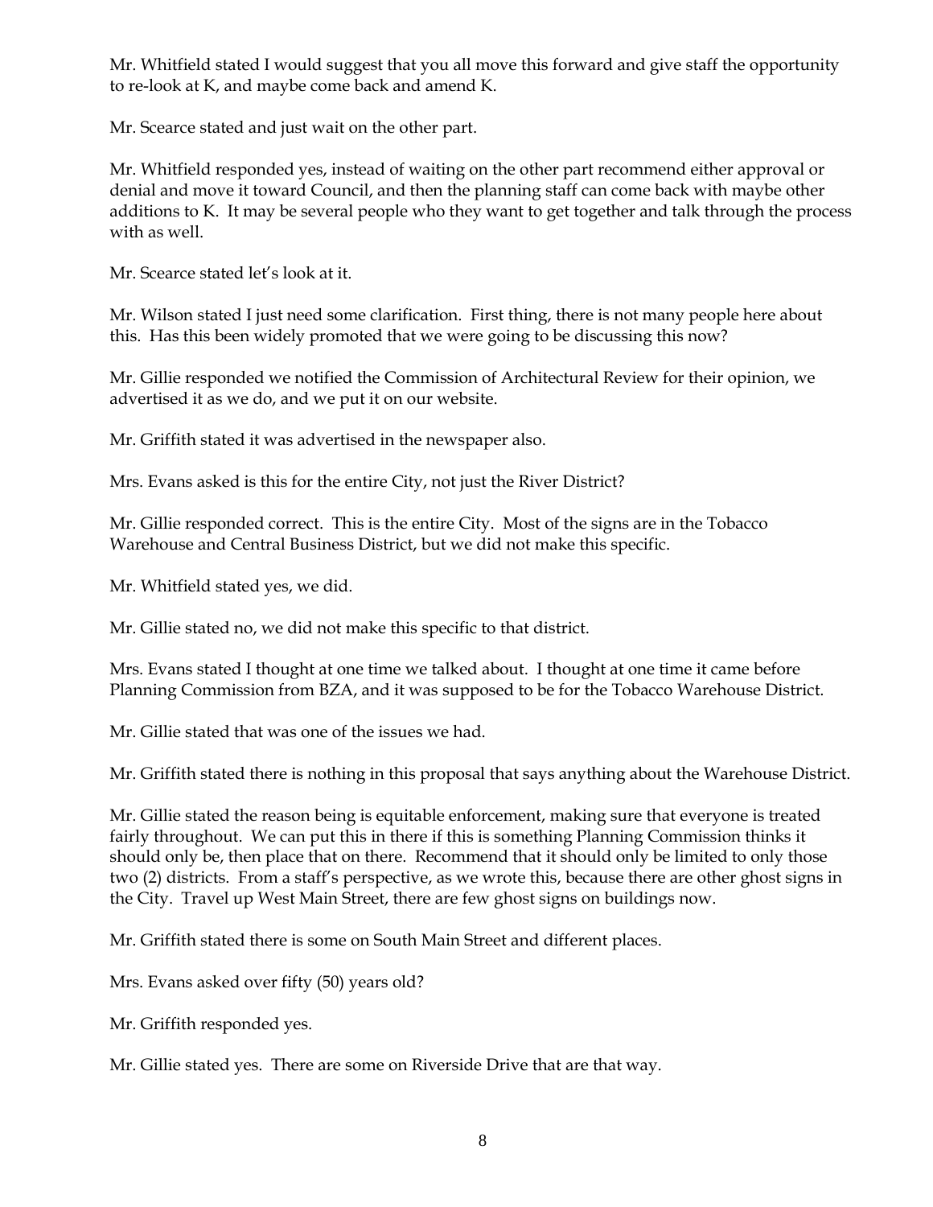Mr. Whitfield stated I would suggest that you all move this forward and give staff the opportunity to re-look at K, and maybe come back and amend K.

Mr. Scearce stated and just wait on the other part.

Mr. Whitfield responded yes, instead of waiting on the other part recommend either approval or denial and move it toward Council, and then the planning staff can come back with maybe other additions to K. It may be several people who they want to get together and talk through the process with as well.

Mr. Scearce stated let's look at it.

Mr. Wilson stated I just need some clarification. First thing, there is not many people here about this. Has this been widely promoted that we were going to be discussing this now?

Mr. Gillie responded we notified the Commission of Architectural Review for their opinion, we advertised it as we do, and we put it on our website.

Mr. Griffith stated it was advertised in the newspaper also.

Mrs. Evans asked is this for the entire City, not just the River District?

Mr. Gillie responded correct. This is the entire City. Most of the signs are in the Tobacco Warehouse and Central Business District, but we did not make this specific.

Mr. Whitfield stated yes, we did.

Mr. Gillie stated no, we did not make this specific to that district.

Mrs. Evans stated I thought at one time we talked about. I thought at one time it came before Planning Commission from BZA, and it was supposed to be for the Tobacco Warehouse District.

Mr. Gillie stated that was one of the issues we had.

Mr. Griffith stated there is nothing in this proposal that says anything about the Warehouse District.

Mr. Gillie stated the reason being is equitable enforcement, making sure that everyone is treated fairly throughout. We can put this in there if this is something Planning Commission thinks it should only be, then place that on there. Recommend that it should only be limited to only those two (2) districts. From a staff's perspective, as we wrote this, because there are other ghost signs in the City. Travel up West Main Street, there are few ghost signs on buildings now.

Mr. Griffith stated there is some on South Main Street and different places.

Mrs. Evans asked over fifty (50) years old?

Mr. Griffith responded yes.

Mr. Gillie stated yes. There are some on Riverside Drive that are that way.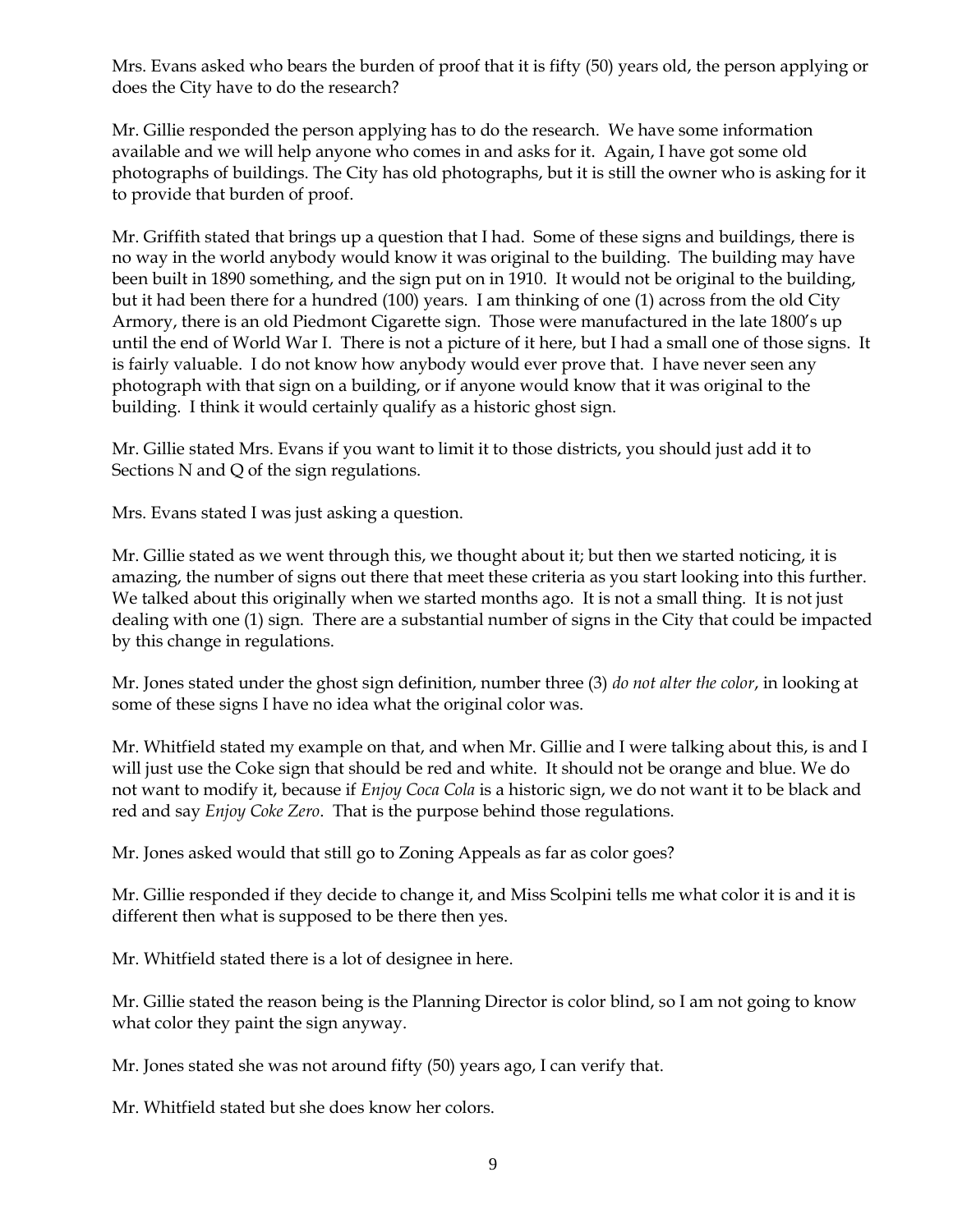Mrs. Evans asked who bears the burden of proof that it is fifty (50) years old, the person applying or does the City have to do the research?

Mr. Gillie responded the person applying has to do the research. We have some information available and we will help anyone who comes in and asks for it. Again, I have got some old photographs of buildings. The City has old photographs, but it is still the owner who is asking for it to provide that burden of proof.

Mr. Griffith stated that brings up a question that I had. Some of these signs and buildings, there is no way in the world anybody would know it was original to the building. The building may have been built in 1890 something, and the sign put on in 1910. It would not be original to the building, but it had been there for a hundred (100) years. I am thinking of one (1) across from the old City Armory, there is an old Piedmont Cigarette sign. Those were manufactured in the late 1800's up until the end of World War I. There is not a picture of it here, but I had a small one of those signs. It is fairly valuable. I do not know how anybody would ever prove that. I have never seen any photograph with that sign on a building, or if anyone would know that it was original to the building. I think it would certainly qualify as a historic ghost sign.

Mr. Gillie stated Mrs. Evans if you want to limit it to those districts, you should just add it to Sections N and Q of the sign regulations.

Mrs. Evans stated I was just asking a question.

Mr. Gillie stated as we went through this, we thought about it; but then we started noticing, it is amazing, the number of signs out there that meet these criteria as you start looking into this further. We talked about this originally when we started months ago. It is not a small thing. It is not just dealing with one (1) sign. There are a substantial number of signs in the City that could be impacted by this change in regulations.

Mr. Jones stated under the ghost sign definition, number three (3) *do not alter the color*, in looking at some of these signs I have no idea what the original color was.

Mr. Whitfield stated my example on that, and when Mr. Gillie and I were talking about this, is and I will just use the Coke sign that should be red and white. It should not be orange and blue. We do not want to modify it, because if *Enjoy Coca Cola* is a historic sign, we do not want it to be black and red and say *Enjoy Coke Zero*. That is the purpose behind those regulations.

Mr. Jones asked would that still go to Zoning Appeals as far as color goes?

Mr. Gillie responded if they decide to change it, and Miss Scolpini tells me what color it is and it is different then what is supposed to be there then yes.

Mr. Whitfield stated there is a lot of designee in here.

Mr. Gillie stated the reason being is the Planning Director is color blind, so I am not going to know what color they paint the sign anyway.

Mr. Jones stated she was not around fifty (50) years ago, I can verify that.

Mr. Whitfield stated but she does know her colors.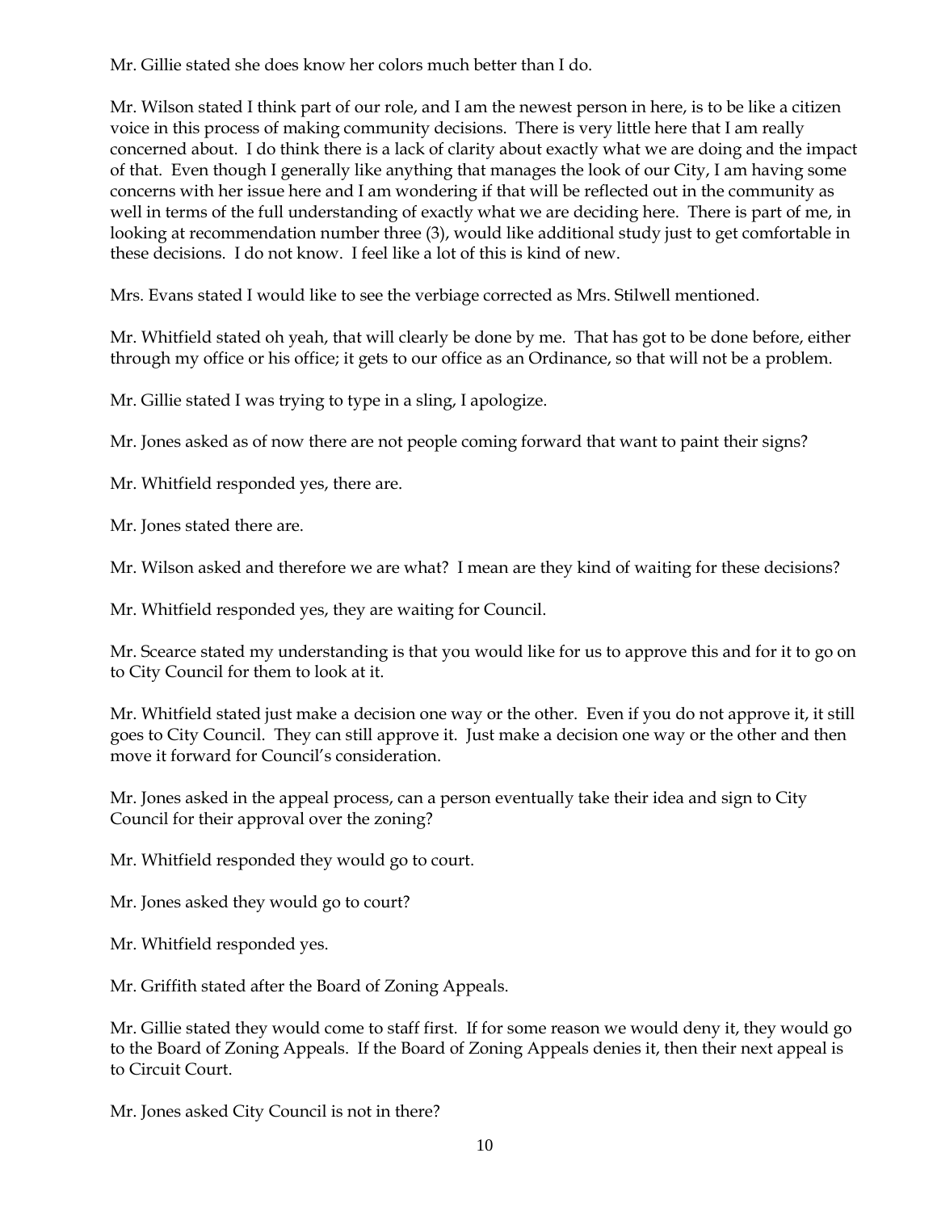Mr. Gillie stated she does know her colors much better than I do.

Mr. Wilson stated I think part of our role, and I am the newest person in here, is to be like a citizen voice in this process of making community decisions. There is very little here that I am really concerned about. I do think there is a lack of clarity about exactly what we are doing and the impact of that. Even though I generally like anything that manages the look of our City, I am having some concerns with her issue here and I am wondering if that will be reflected out in the community as well in terms of the full understanding of exactly what we are deciding here. There is part of me, in looking at recommendation number three (3), would like additional study just to get comfortable in these decisions. I do not know. I feel like a lot of this is kind of new.

Mrs. Evans stated I would like to see the verbiage corrected as Mrs. Stilwell mentioned.

Mr. Whitfield stated oh yeah, that will clearly be done by me. That has got to be done before, either through my office or his office; it gets to our office as an Ordinance, so that will not be a problem.

Mr. Gillie stated I was trying to type in a sling, I apologize.

Mr. Jones asked as of now there are not people coming forward that want to paint their signs?

Mr. Whitfield responded yes, there are.

Mr. Jones stated there are.

Mr. Wilson asked and therefore we are what? I mean are they kind of waiting for these decisions?

Mr. Whitfield responded yes, they are waiting for Council.

Mr. Scearce stated my understanding is that you would like for us to approve this and for it to go on to City Council for them to look at it.

Mr. Whitfield stated just make a decision one way or the other. Even if you do not approve it, it still goes to City Council. They can still approve it. Just make a decision one way or the other and then move it forward for Council's consideration.

Mr. Jones asked in the appeal process, can a person eventually take their idea and sign to City Council for their approval over the zoning?

Mr. Whitfield responded they would go to court.

Mr. Jones asked they would go to court?

Mr. Whitfield responded yes.

Mr. Griffith stated after the Board of Zoning Appeals.

Mr. Gillie stated they would come to staff first. If for some reason we would deny it, they would go to the Board of Zoning Appeals. If the Board of Zoning Appeals denies it, then their next appeal is to Circuit Court.

Mr. Jones asked City Council is not in there?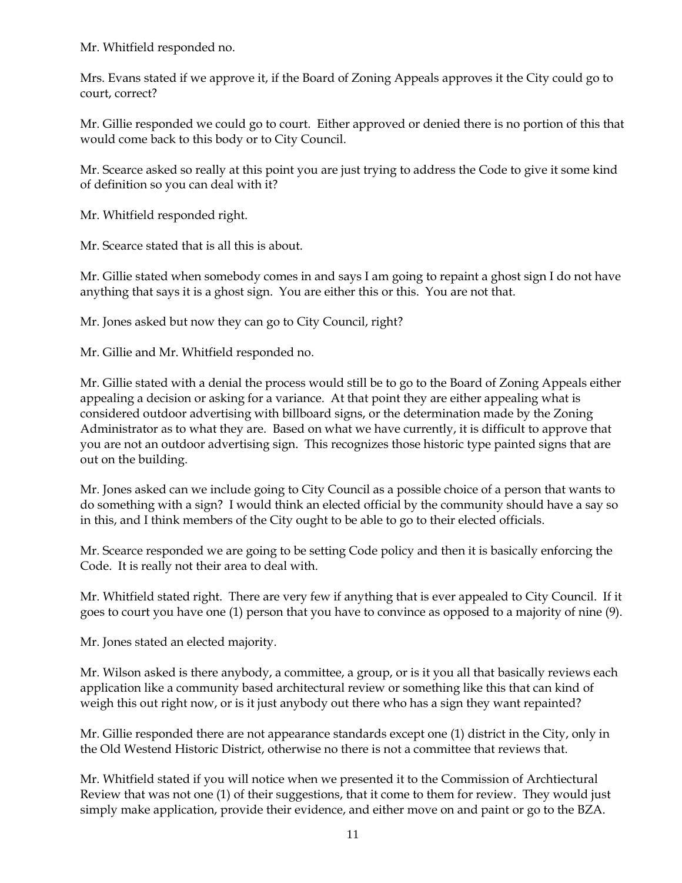Mr. Whitfield responded no.

Mrs. Evans stated if we approve it, if the Board of Zoning Appeals approves it the City could go to court, correct?

Mr. Gillie responded we could go to court. Either approved or denied there is no portion of this that would come back to this body or to City Council.

Mr. Scearce asked so really at this point you are just trying to address the Code to give it some kind of definition so you can deal with it?

Mr. Whitfield responded right.

Mr. Scearce stated that is all this is about.

Mr. Gillie stated when somebody comes in and says I am going to repaint a ghost sign I do not have anything that says it is a ghost sign. You are either this or this. You are not that.

Mr. Jones asked but now they can go to City Council, right?

Mr. Gillie and Mr. Whitfield responded no.

Mr. Gillie stated with a denial the process would still be to go to the Board of Zoning Appeals either appealing a decision or asking for a variance. At that point they are either appealing what is considered outdoor advertising with billboard signs, or the determination made by the Zoning Administrator as to what they are. Based on what we have currently, it is difficult to approve that you are not an outdoor advertising sign. This recognizes those historic type painted signs that are out on the building.

Mr. Jones asked can we include going to City Council as a possible choice of a person that wants to do something with a sign? I would think an elected official by the community should have a say so in this, and I think members of the City ought to be able to go to their elected officials.

Mr. Scearce responded we are going to be setting Code policy and then it is basically enforcing the Code. It is really not their area to deal with.

Mr. Whitfield stated right. There are very few if anything that is ever appealed to City Council. If it goes to court you have one (1) person that you have to convince as opposed to a majority of nine (9).

Mr. Jones stated an elected majority.

Mr. Wilson asked is there anybody, a committee, a group, or is it you all that basically reviews each application like a community based architectural review or something like this that can kind of weigh this out right now, or is it just anybody out there who has a sign they want repainted?

Mr. Gillie responded there are not appearance standards except one (1) district in the City, only in the Old Westend Historic District, otherwise no there is not a committee that reviews that.

Mr. Whitfield stated if you will notice when we presented it to the Commission of Archtiectural Review that was not one (1) of their suggestions, that it come to them for review. They would just simply make application, provide their evidence, and either move on and paint or go to the BZA.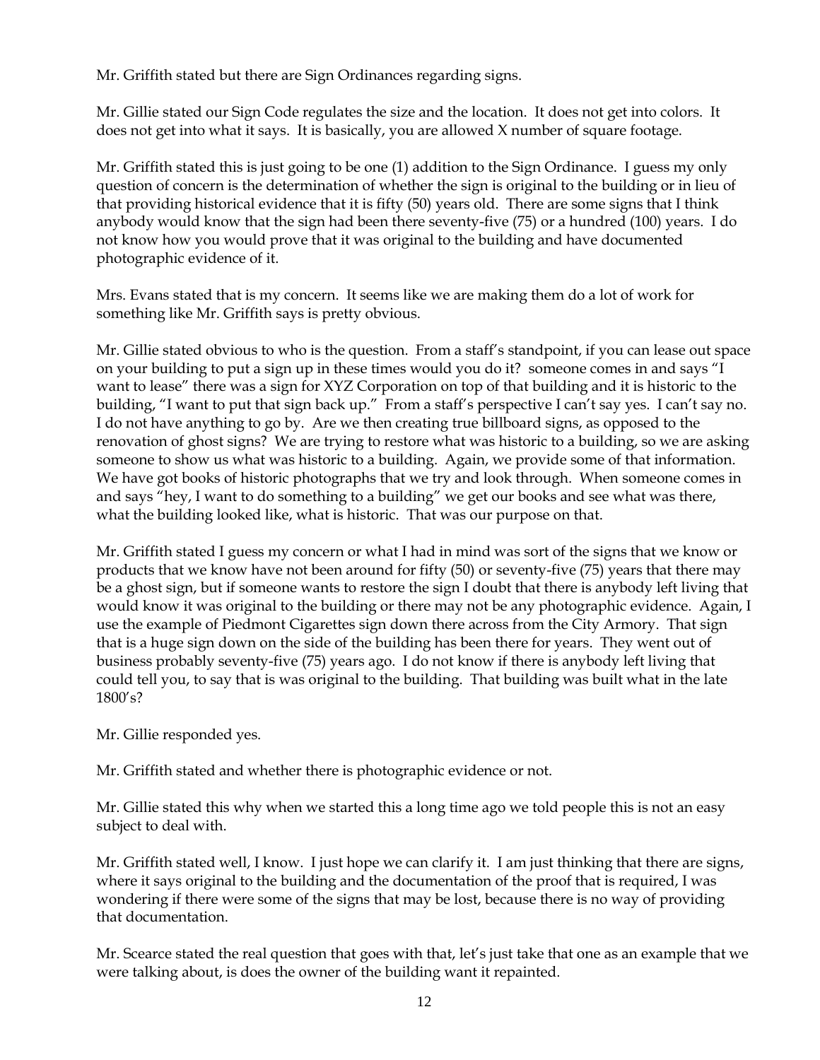Mr. Griffith stated but there are Sign Ordinances regarding signs.

Mr. Gillie stated our Sign Code regulates the size and the location. It does not get into colors. It does not get into what it says. It is basically, you are allowed X number of square footage.

Mr. Griffith stated this is just going to be one (1) addition to the Sign Ordinance. I guess my only question of concern is the determination of whether the sign is original to the building or in lieu of that providing historical evidence that it is fifty (50) years old. There are some signs that I think anybody would know that the sign had been there seventy-five (75) or a hundred (100) years. I do not know how you would prove that it was original to the building and have documented photographic evidence of it.

Mrs. Evans stated that is my concern. It seems like we are making them do a lot of work for something like Mr. Griffith says is pretty obvious.

Mr. Gillie stated obvious to who is the question. From a staff's standpoint, if you can lease out space on your building to put a sign up in these times would you do it? someone comes in and says "I want to lease" there was a sign for XYZ Corporation on top of that building and it is historic to the building, "I want to put that sign back up." From a staff's perspective I can't say yes. I can't say no. I do not have anything to go by. Are we then creating true billboard signs, as opposed to the renovation of ghost signs? We are trying to restore what was historic to a building, so we are asking someone to show us what was historic to a building. Again, we provide some of that information. We have got books of historic photographs that we try and look through. When someone comes in and says "hey, I want to do something to a building" we get our books and see what was there, what the building looked like, what is historic. That was our purpose on that.

Mr. Griffith stated I guess my concern or what I had in mind was sort of the signs that we know or products that we know have not been around for fifty (50) or seventy-five (75) years that there may be a ghost sign, but if someone wants to restore the sign I doubt that there is anybody left living that would know it was original to the building or there may not be any photographic evidence. Again, I use the example of Piedmont Cigarettes sign down there across from the City Armory. That sign that is a huge sign down on the side of the building has been there for years. They went out of business probably seventy-five (75) years ago. I do not know if there is anybody left living that could tell you, to say that is was original to the building. That building was built what in the late 1800's?

Mr. Gillie responded yes.

Mr. Griffith stated and whether there is photographic evidence or not.

Mr. Gillie stated this why when we started this a long time ago we told people this is not an easy subject to deal with.

Mr. Griffith stated well, I know. I just hope we can clarify it. I am just thinking that there are signs, where it says original to the building and the documentation of the proof that is required, I was wondering if there were some of the signs that may be lost, because there is no way of providing that documentation.

Mr. Scearce stated the real question that goes with that, let's just take that one as an example that we were talking about, is does the owner of the building want it repainted.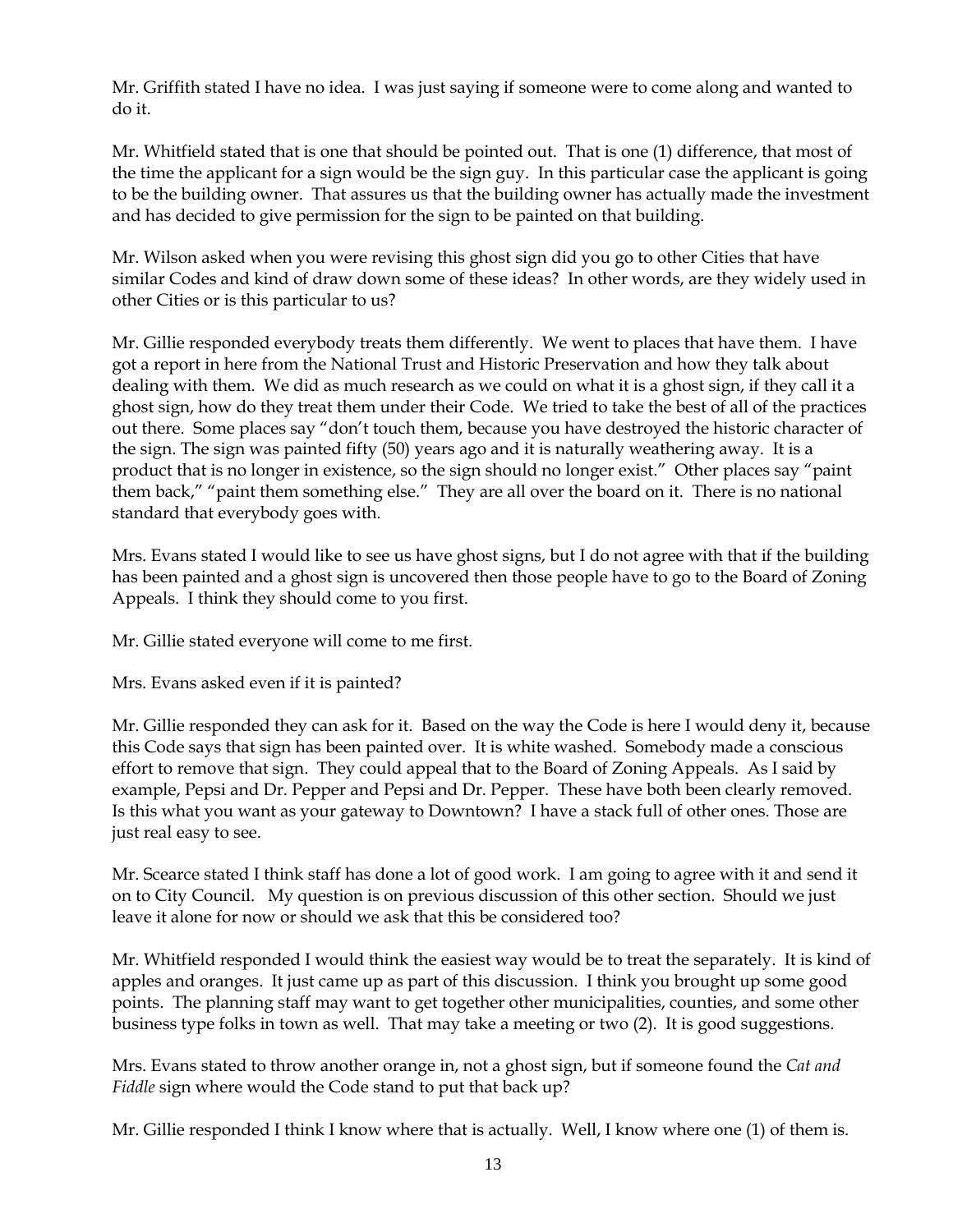Mr. Griffith stated I have no idea. I was just saying if someone were to come along and wanted to do it.

Mr. Whitfield stated that is one that should be pointed out. That is one (1) difference, that most of the time the applicant for a sign would be the sign guy. In this particular case the applicant is going to be the building owner. That assures us that the building owner has actually made the investment and has decided to give permission for the sign to be painted on that building.

Mr. Wilson asked when you were revising this ghost sign did you go to other Cities that have similar Codes and kind of draw down some of these ideas? In other words, are they widely used in other Cities or is this particular to us?

Mr. Gillie responded everybody treats them differently. We went to places that have them. I have got a report in here from the National Trust and Historic Preservation and how they talk about dealing with them. We did as much research as we could on what it is a ghost sign, if they call it a ghost sign, how do they treat them under their Code. We tried to take the best of all of the practices out there. Some places say "don't touch them, because you have destroyed the historic character of the sign. The sign was painted fifty (50) years ago and it is naturally weathering away. It is a product that is no longer in existence, so the sign should no longer exist." Other places say "paint them back," "paint them something else." They are all over the board on it. There is no national standard that everybody goes with.

Mrs. Evans stated I would like to see us have ghost signs, but I do not agree with that if the building has been painted and a ghost sign is uncovered then those people have to go to the Board of Zoning Appeals. I think they should come to you first.

Mr. Gillie stated everyone will come to me first.

Mrs. Evans asked even if it is painted?

Mr. Gillie responded they can ask for it. Based on the way the Code is here I would deny it, because this Code says that sign has been painted over. It is white washed. Somebody made a conscious effort to remove that sign. They could appeal that to the Board of Zoning Appeals. As I said by example, Pepsi and Dr. Pepper and Pepsi and Dr. Pepper. These have both been clearly removed. Is this what you want as your gateway to Downtown? I have a stack full of other ones. Those are just real easy to see.

Mr. Scearce stated I think staff has done a lot of good work. I am going to agree with it and send it on to City Council. My question is on previous discussion of this other section. Should we just leave it alone for now or should we ask that this be considered too?

Mr. Whitfield responded I would think the easiest way would be to treat the separately. It is kind of apples and oranges. It just came up as part of this discussion. I think you brought up some good points. The planning staff may want to get together other municipalities, counties, and some other business type folks in town as well. That may take a meeting or two (2). It is good suggestions.

Mrs. Evans stated to throw another orange in, not a ghost sign, but if someone found the *Cat and Fiddle* sign where would the Code stand to put that back up?

Mr. Gillie responded I think I know where that is actually. Well, I know where one (1) of them is.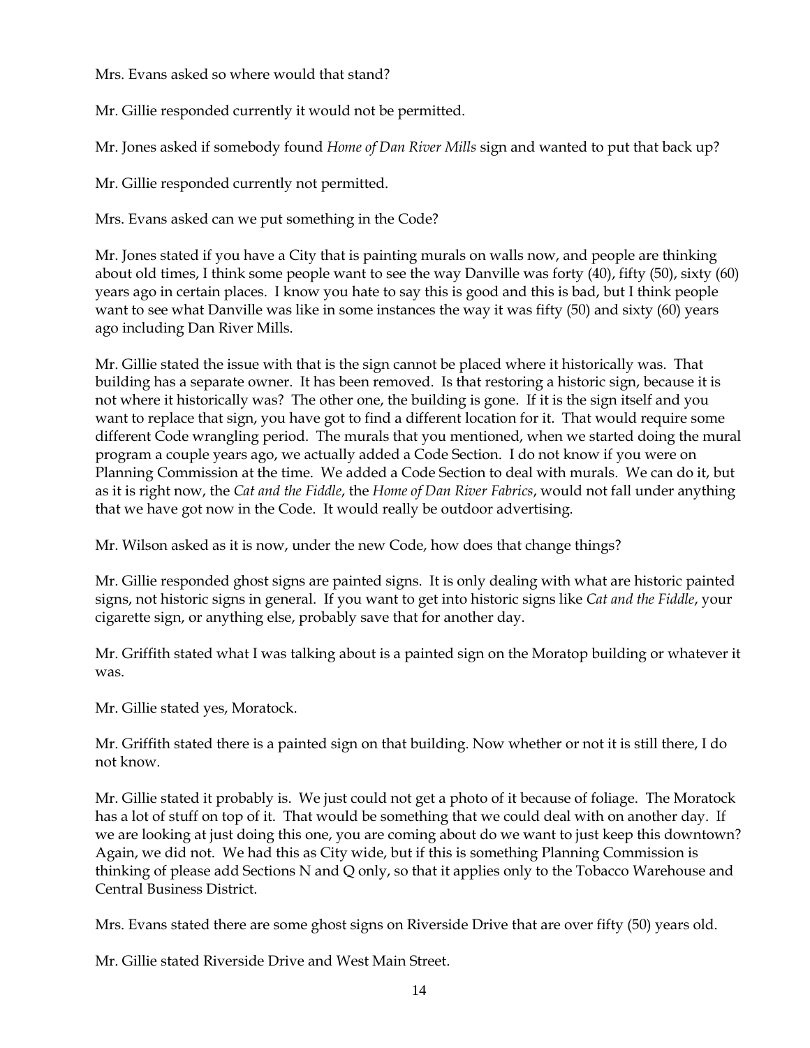Mrs. Evans asked so where would that stand?

Mr. Gillie responded currently it would not be permitted.

Mr. Jones asked if somebody found *Home of Dan River Mills* sign and wanted to put that back up?

Mr. Gillie responded currently not permitted.

Mrs. Evans asked can we put something in the Code?

Mr. Jones stated if you have a City that is painting murals on walls now, and people are thinking about old times, I think some people want to see the way Danville was forty (40), fifty (50), sixty (60) years ago in certain places. I know you hate to say this is good and this is bad, but I think people want to see what Danville was like in some instances the way it was fifty (50) and sixty (60) years ago including Dan River Mills.

Mr. Gillie stated the issue with that is the sign cannot be placed where it historically was. That building has a separate owner. It has been removed. Is that restoring a historic sign, because it is not where it historically was? The other one, the building is gone. If it is the sign itself and you want to replace that sign, you have got to find a different location for it. That would require some different Code wrangling period. The murals that you mentioned, when we started doing the mural program a couple years ago, we actually added a Code Section. I do not know if you were on Planning Commission at the time. We added a Code Section to deal with murals. We can do it, but as it is right now, the *Cat and the Fiddle*, the *Home of Dan River Fabrics*, would not fall under anything that we have got now in the Code. It would really be outdoor advertising.

Mr. Wilson asked as it is now, under the new Code, how does that change things?

Mr. Gillie responded ghost signs are painted signs. It is only dealing with what are historic painted signs, not historic signs in general. If you want to get into historic signs like *Cat and the Fiddle*, your cigarette sign, or anything else, probably save that for another day.

Mr. Griffith stated what I was talking about is a painted sign on the Moratop building or whatever it was.

Mr. Gillie stated yes, Moratock.

Mr. Griffith stated there is a painted sign on that building. Now whether or not it is still there, I do not know.

Mr. Gillie stated it probably is. We just could not get a photo of it because of foliage. The Moratock has a lot of stuff on top of it. That would be something that we could deal with on another day. If we are looking at just doing this one, you are coming about do we want to just keep this downtown? Again, we did not. We had this as City wide, but if this is something Planning Commission is thinking of please add Sections N and Q only, so that it applies only to the Tobacco Warehouse and Central Business District.

Mrs. Evans stated there are some ghost signs on Riverside Drive that are over fifty (50) years old.

Mr. Gillie stated Riverside Drive and West Main Street.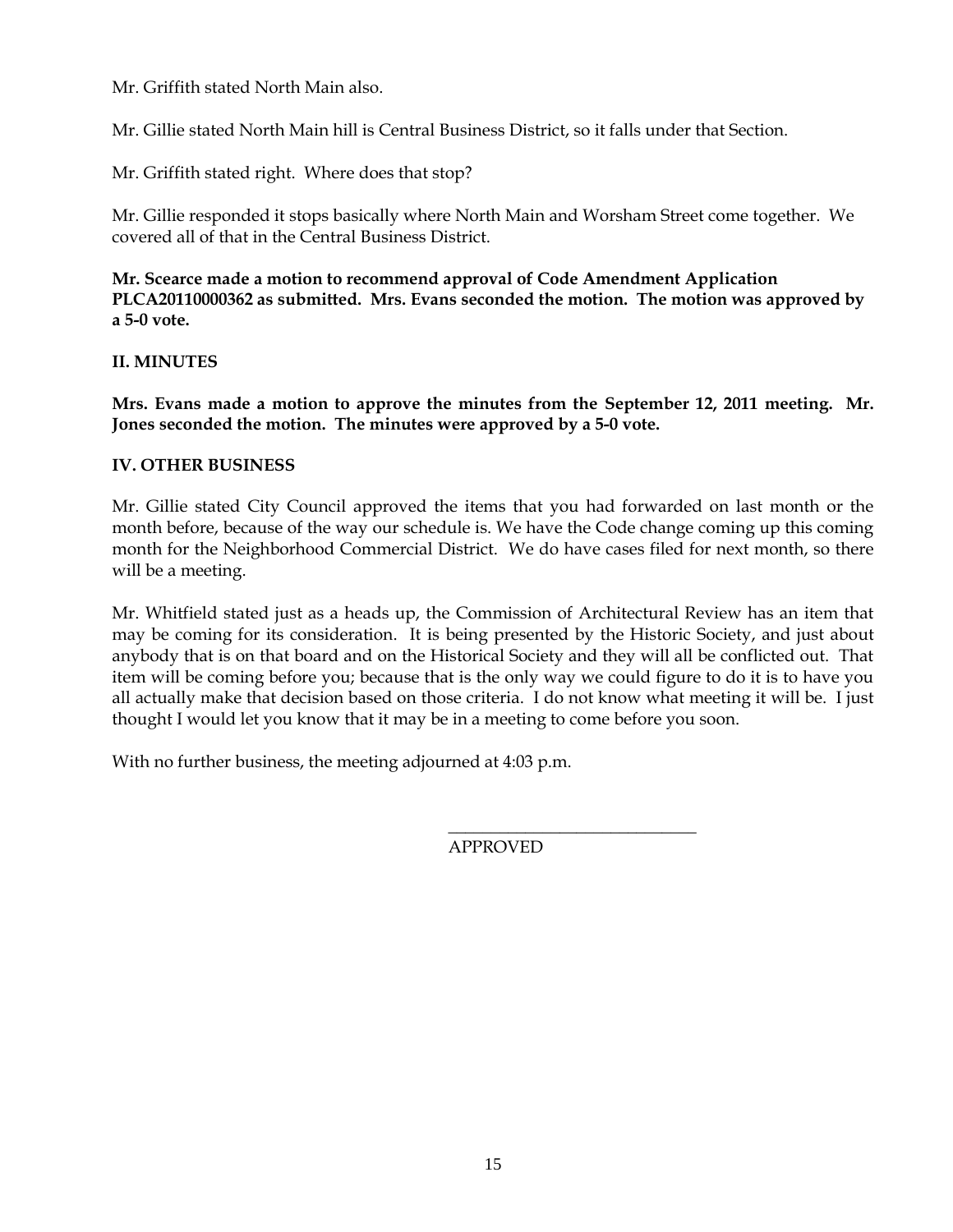Mr. Griffith stated North Main also.

Mr. Gillie stated North Main hill is Central Business District, so it falls under that Section.

Mr. Griffith stated right. Where does that stop?

Mr. Gillie responded it stops basically where North Main and Worsham Street come together. We covered all of that in the Central Business District.

**Mr. Scearce made a motion to recommend approval of Code Amendment Application PLCA20110000362 as submitted. Mrs. Evans seconded the motion. The motion was approved by a 5-0 vote.**

**II. MINUTES**

**Mrs. Evans made a motion to approve the minutes from the September 12, 2011 meeting. Mr. Jones seconded the motion. The minutes were approved by a 5-0 vote.**

**IV. OTHER BUSINESS**

Mr. Gillie stated City Council approved the items that you had forwarded on last month or the month before, because of the way our schedule is. We have the Code change coming up this coming month for the Neighborhood Commercial District. We do have cases filed for next month, so there will be a meeting.

Mr. Whitfield stated just as a heads up, the Commission of Architectural Review has an item that may be coming for its consideration. It is being presented by the Historic Society, and just about anybody that is on that board and on the Historical Society and they will all be conflicted out. That item will be coming before you; because that is the only way we could figure to do it is to have you all actually make that decision based on those criteria. I do not know what meeting it will be. I just thought I would let you know that it may be in a meeting to come before you soon.

With no further business, the meeting adjourned at 4:03 p.m.

\_\_\_\_\_\_\_\_\_\_\_\_\_\_\_\_\_\_\_\_\_\_\_\_\_\_\_\_\_\_

APPROVED